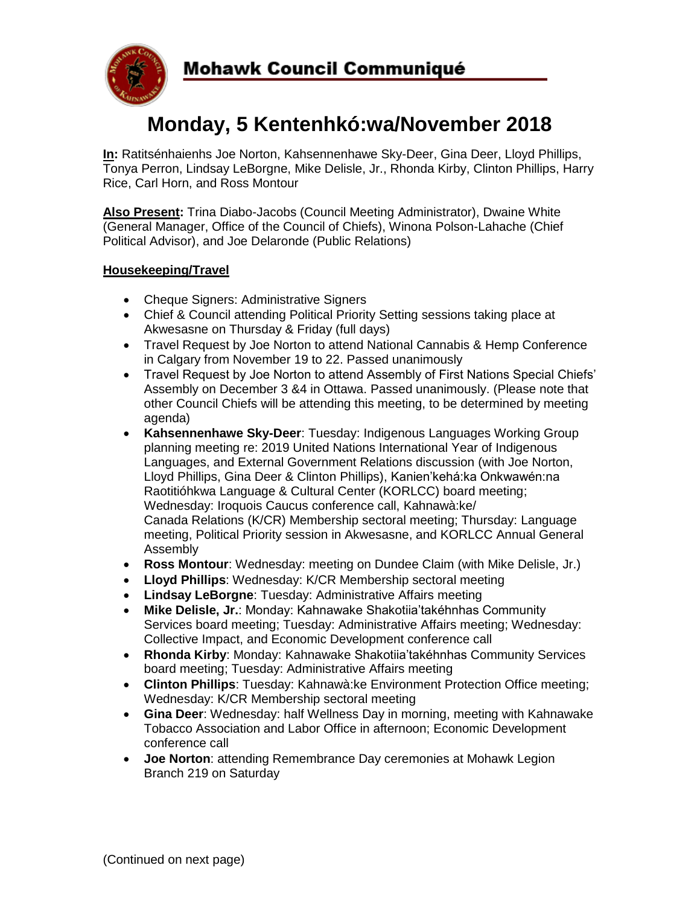**Mohawk Council Communiqué**

# Monday, 5 Kentenhkó:wa/November 2018

**In:** Ratitsénhaienhs Joe Norton, Kahsennenhawe Sky-Deer, Gina Deer, Lloyd Phillips, Tonya Perron, Lindsay LeBorgne, Mike Delisle, Jr., Rhonda Kirby, Clinton Phillips, Harry Rice, Carl Horn, and Ross Montour

**Also Present:** Trina Diabo-Jacobs (Council Meeting Administrator), Dwaine White (General Manager, Office of the Council of Chiefs), Winona Polson-Lahache (Chief Political Advisor), and Joe Delaronde (Public Relations)

**Housekeeping/Travel**

- Cheque Signers: Administrative Signers
- Chief & Council attending Political Priority Setting sessions taking place at Akwesasne on Thursday & Friday (full days)
- Travel Request by Joe Norton to attend National Cannabis & Hemp Conference in Calgary from November 19 to 22. Passed unanimously
- Travel Request by Joe Norton to attend Assembly of First Nations Special Chiefs' Assembly on December 3 &4 in Ottawa. Passed unanimously. (Please note that other Council Chiefs will be attending this meeting, to be determined by meeting agenda)
- **Kahsennenhawe Sky-Deer**: Tuesday: Indigenous Languages Working Group planning meeting re: 2019 United Nations International Year of Indigenous Languages, and External Government Relations discussion (with Joe Norton, Lloyd Phillips, Gina Deer & Clinton Phillips), Kanien'kehá:ka Onkwawén:na Raotitióhkwa Language & Cultural Center (KORLCC) board meeting; Wednesday: Iroquois Caucus conference call, Kahnawà:ke/ Canada Relations (K/CR) Membership sectoral meeting; Thursday: Language meeting, Political Priority session in Akwesasne, and KORLCC Annual General Assembly
- **Ross Montour**: Wednesday: meeting on Dundee Claim (with Mike Delisle, Jr.)
- **Lloyd Phillips**: Wednesday: K/CR Membership sectoral meeting
- **Lindsay LeBorgne**: Tuesday: Administrative Affairs meeting
- **Mike Delisle, Jr.**: Monday: Kahnawake Shakotiia'takéhnhas Community Services board meeting; Tuesday: Administrative Affairs meeting; Wednesday: Collective Impact, and Economic Development conference call
- **Rhonda Kirby**: Monday: Kahnawake Shakotiia'takéhnhas Community Services board meeting; Tuesday: Administrative Affairs meeting
- **Clinton Phillips**: Tuesday: Kahnawà:ke Environment Protection Office meeting; Wednesday: K/CR Membership sectoral meeting
- **Gina Deer**: Wednesday: half Wellness Day in morning, meeting with Kahnawake Tobacco Association and Labor Office in afternoon; Economic Development conference call
- **Joe Norton**: attending Remembrance Day ceremonies at Mohawk Legion Branch 219 on Saturday

(Continued on next page)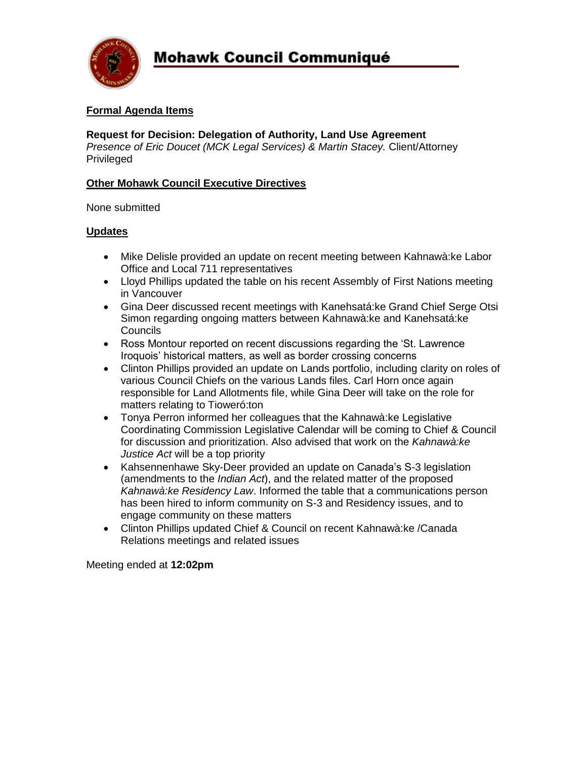# Mohawk Council Communiqué

**Formal Agenda Items**

**Request for Decision: Delegation of Authority, Land Use Agreement**
*Presence of Eric Doucet (MCK Legal Services) & Martin Stacey.* Client/Attorney Privileged

**Other Mohawk Council Executive Directives**

None submitted

**Updates**

- Mike Delisle provided an update on recent meeting between Kahnawà:ke Labor Office and Local 711 representatives
- Lloyd Phillips updated the table on his recent Assembly of First Nations meeting in Vancouver
- Gina Deer discussed recent meetings with Kanehsatá:ke Grand Chief Serge Otsi Simon regarding ongoing matters between Kahnawà:ke and Kanehsatá:ke Councils
- Ross Montour reported on recent discussions regarding the 'St. Lawrence Iroquois' historical matters, as well as border crossing concerns
- Clinton Phillips provided an update on Lands portfolio, including clarity on roles of various Council Chiefs on the various Lands files. Carl Horn once again responsible for Land Allotments file, while Gina Deer will take on the role for matters relating to Tioweró:ton
- Tonya Perron informed her colleagues that the Kahnawà:ke Legislative Coordinating Commission Legislative Calendar will be coming to Chief & Council for discussion and prioritization. Also advised that work on the *Kahnawà:ke Justice Act* will be a top priority
- Kahsennenhawe Sky-Deer provided an update on Canada's S-3 legislation (amendments to the *Indian Act*), and the related matter of the proposed *Kahnawà:ke Residency Law*. Informed the table that a communications person has been hired to inform community on S-3 and Residency issues, and to engage community on these matters
- Clinton Phillips updated Chief & Council on recent Kahnawà:ke /Canada Relations meetings and related issues

Meeting ended at **12:02pm**